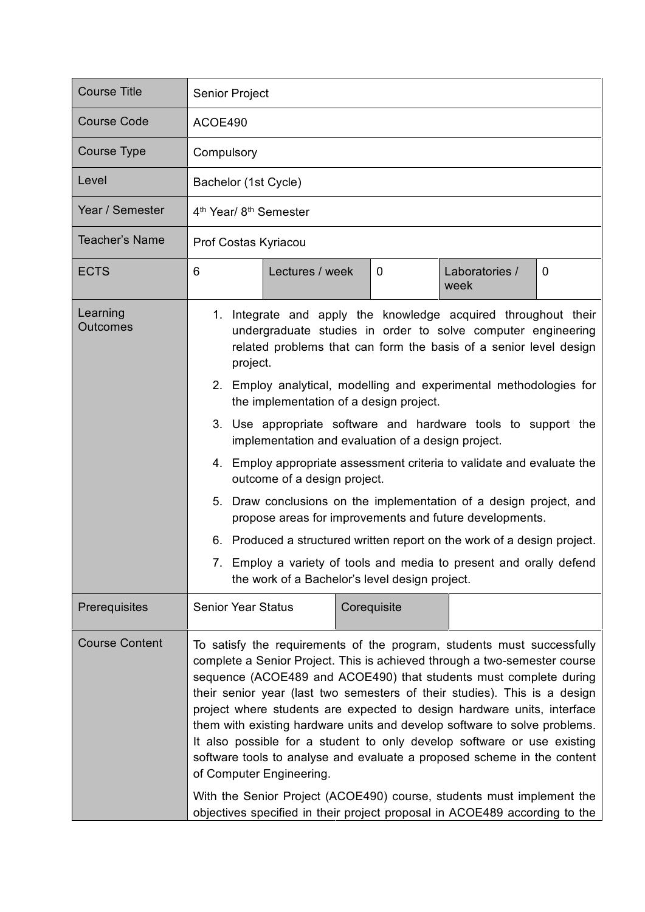| Course Title | Senior Project | | | | |
|---|---|---|---|---|---|
| Course Code | ACOE490 | | | | |
| Course Type | Compulsory | | | | |
| Level | Bachelor (1st Cycle) | | | | |
| Year / Semester | 4th Year/ 8th Semester | | | | |
| Teacher's Name | Prof Costas Kyriacou | | | | |
| ECTS | 6 | Lectures / week | 0 | Laboratories / week | 0 |
| Learning Outcomes | 1. Integrate and apply the knowledge acquired throughout their undergraduate studies in order to solve computer engineering related problems that can form the basis of a senior level design project.<br>2. Employ analytical, modelling and experimental methodologies for the implementation of a design project.<br>3. Use appropriate software and hardware tools to support the implementation and evaluation of a design project.<br>4. Employ appropriate assessment criteria to validate and evaluate the outcome of a design project.<br>5. Draw conclusions on the implementation of a design project, and propose areas for improvements and future developments.<br>6. Produced a structured written report on the work of a design project.<br>7. Employ a variety of tools and media to present and orally defend the work of a Bachelor's level design project. | | | | |
| Prerequisites | Senior Year Status | | Corequisite | | |
| Course Content | To satisfy the requirements of the program, students must successfully complete a Senior Project. This is achieved through a two-semester course sequence (ACOE489 and ACOE490) that students must complete during their senior year (last two semesters of their studies). This is a design project where students are expected to design hardware units, interface them with existing hardware units and develop software to solve problems. It also possible for a student to only develop software or use existing software tools to analyse and evaluate a proposed scheme in the content of Computer Engineering.<br><br>With the Senior Project (ACOE490) course, students must implement the objectives specified in their project proposal in ACOE489 according to the | | | | |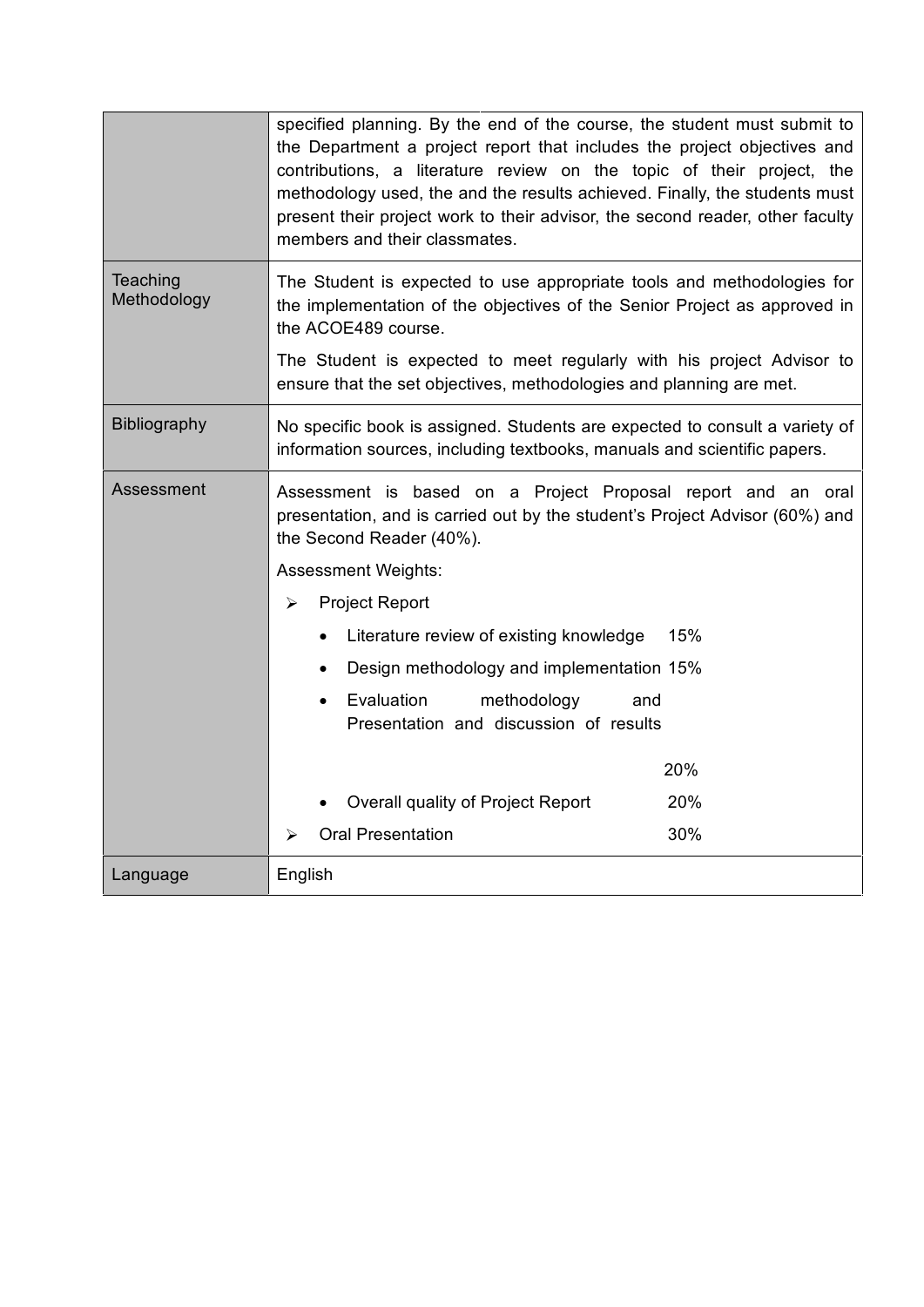| | |
|---|---|
| | specified planning. By the end of the course, the student must submit to the Department a project report that includes the project objectives and contributions, a literature review on the topic of their project, the methodology used, the and the results achieved. Finally, the students must present their project work to their advisor, the second reader, other faculty members and their classmates. |
| Teaching Methodology | The Student is expected to use appropriate tools and methodologies for the implementation of the objectives of the Senior Project as approved in the ACOE489 course.<br><br>The Student is expected to meet regularly with his project Advisor to ensure that the set objectives, methodologies and planning are met. |
| Bibliography | No specific book is assigned. Students are expected to consult a variety of information sources, including textbooks, manuals and scientific papers. |
| Assessment | Assessment is based on a Project Proposal report and an oral presentation, and is carried out by the student's Project Advisor (60%) and the Second Reader (40%).<br><br>Assessment Weights:<br><br>➢ Project Report<br>• Literature review of existing knowledge 15%<br>• Design methodology and implementation 15%<br>• Evaluation methodology and Presentation and discussion of results 20%<br>• Overall quality of Project Report 20%<br><br>➢ Oral Presentation 30% |
| Language | English |